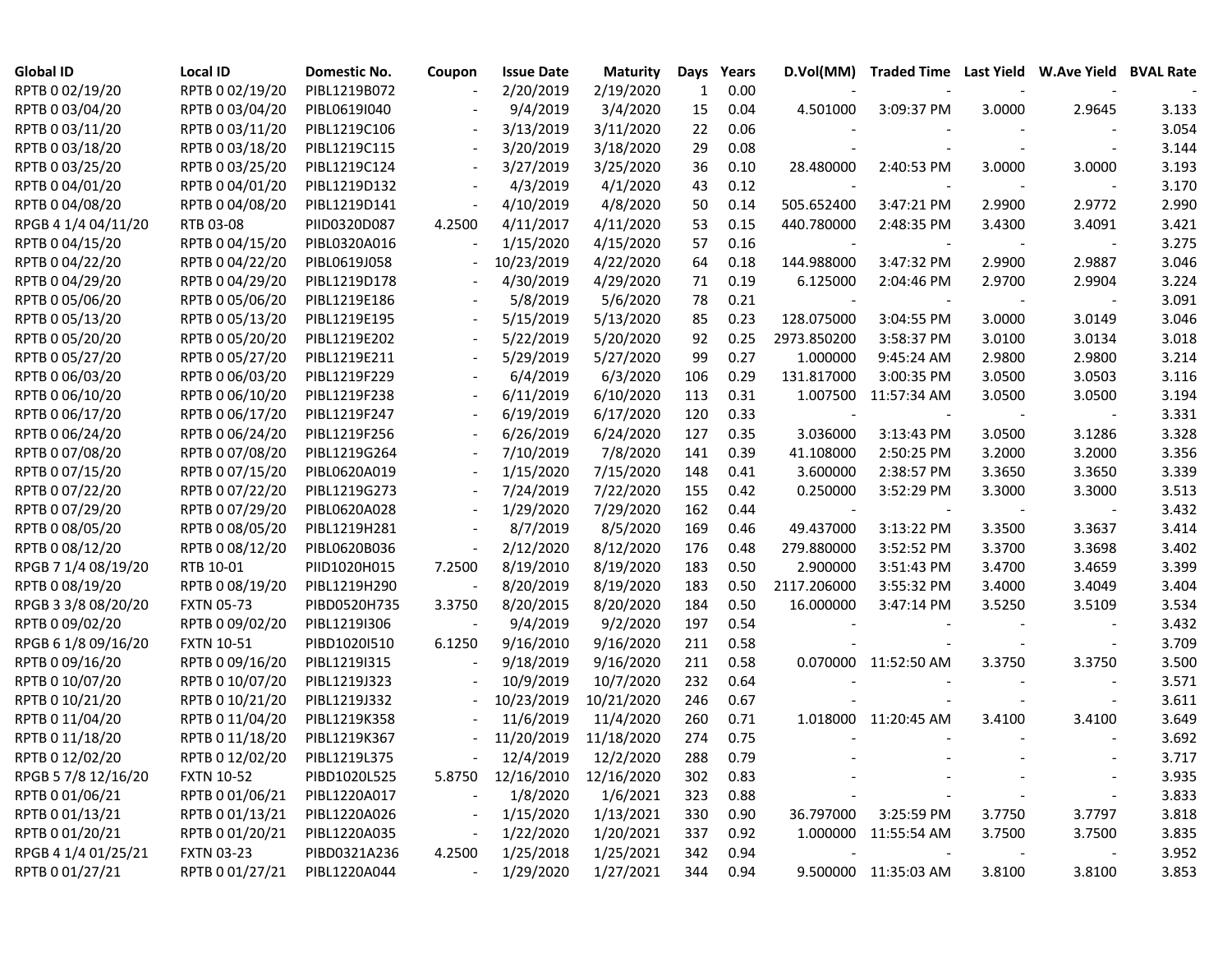| Global ID | Local ID | Domestic No. | Coupon | Issue Date | Maturity | Days | Years | D.Vol(MM) | Traded Time | Last Yield | W.Ave Yield | BVAL Rate |
|---|---|---|---|---|---|---|---|---|---|---|---|---|
| RPTB 0 02/19/20 | RPTB 0 02/19/20 | PIBL1219B072 | - | 2/20/2019 | 2/19/2020 | 1 | 0.00 | - | - | - | - | - |
| RPTB 0 03/04/20 | RPTB 0 03/04/20 | PIBL0619I040 | - | 9/4/2019 | 3/4/2020 | 15 | 0.04 | 4.501000 | 3:09:37 PM | 3.0000 | 2.9645 | 3.133 |
| RPTB 0 03/11/20 | RPTB 0 03/11/20 | PIBL1219C106 | - | 3/13/2019 | 3/11/2020 | 22 | 0.06 | - | - | - | - | 3.054 |
| RPTB 0 03/18/20 | RPTB 0 03/18/20 | PIBL1219C115 | - | 3/20/2019 | 3/18/2020 | 29 | 0.08 | - | - | - | - | 3.144 |
| RPTB 0 03/25/20 | RPTB 0 03/25/20 | PIBL1219C124 | - | 3/27/2019 | 3/25/2020 | 36 | 0.10 | 28.480000 | 2:40:53 PM | 3.0000 | 3.0000 | 3.193 |
| RPTB 0 04/01/20 | RPTB 0 04/01/20 | PIBL1219D132 | - | 4/3/2019 | 4/1/2020 | 43 | 0.12 | - | - | - | - | 3.170 |
| RPTB 0 04/08/20 | RPTB 0 04/08/20 | PIBL1219D141 | - | 4/10/2019 | 4/8/2020 | 50 | 0.14 | 505.652400 | 3:47:21 PM | 2.9900 | 2.9772 | 2.990 |
| RPGB 4 1/4 04/11/20 | RTB 03-08 | PIID0320D087 | 4.2500 | 4/11/2017 | 4/11/2020 | 53 | 0.15 | 440.780000 | 2:48:35 PM | 3.4300 | 3.4091 | 3.421 |
| RPTB 0 04/15/20 | RPTB 0 04/15/20 | PIBL0320A016 | - | 1/15/2020 | 4/15/2020 | 57 | 0.16 | - | - | - | - | 3.275 |
| RPTB 0 04/22/20 | RPTB 0 04/22/20 | PIBL0619J058 | - | 10/23/2019 | 4/22/2020 | 64 | 0.18 | 144.988000 | 3:47:32 PM | 2.9900 | 2.9887 | 3.046 |
| RPTB 0 04/29/20 | RPTB 0 04/29/20 | PIBL1219D178 | - | 4/30/2019 | 4/29/2020 | 71 | 0.19 | 6.125000 | 2:04:46 PM | 2.9700 | 2.9904 | 3.224 |
| RPTB 0 05/06/20 | RPTB 0 05/06/20 | PIBL1219E186 | - | 5/8/2019 | 5/6/2020 | 78 | 0.21 | - | - | - | - | 3.091 |
| RPTB 0 05/13/20 | RPTB 0 05/13/20 | PIBL1219E195 | - | 5/15/2019 | 5/13/2020 | 85 | 0.23 | 128.075000 | 3:04:55 PM | 3.0000 | 3.0149 | 3.046 |
| RPTB 0 05/20/20 | RPTB 0 05/20/20 | PIBL1219E202 | - | 5/22/2019 | 5/20/2020 | 92 | 0.25 | 2973.850200 | 3:58:37 PM | 3.0100 | 3.0134 | 3.018 |
| RPTB 0 05/27/20 | RPTB 0 05/27/20 | PIBL1219E211 | - | 5/29/2019 | 5/27/2020 | 99 | 0.27 | 1.000000 | 9:45:24 AM | 2.9800 | 2.9800 | 3.214 |
| RPTB 0 06/03/20 | RPTB 0 06/03/20 | PIBL1219F229 | - | 6/4/2019 | 6/3/2020 | 106 | 0.29 | 131.817000 | 3:00:35 PM | 3.0500 | 3.0503 | 3.116 |
| RPTB 0 06/10/20 | RPTB 0 06/10/20 | PIBL1219F238 | - | 6/11/2019 | 6/10/2020 | 113 | 0.31 | 1.007500 | 11:57:34 AM | 3.0500 | 3.0500 | 3.194 |
| RPTB 0 06/17/20 | RPTB 0 06/17/20 | PIBL1219F247 | - | 6/19/2019 | 6/17/2020 | 120 | 0.33 | - | - | - | - | 3.331 |
| RPTB 0 06/24/20 | RPTB 0 06/24/20 | PIBL1219F256 | - | 6/26/2019 | 6/24/2020 | 127 | 0.35 | 3.036000 | 3:13:43 PM | 3.0500 | 3.1286 | 3.328 |
| RPTB 0 07/08/20 | RPTB 0 07/08/20 | PIBL1219G264 | - | 7/10/2019 | 7/8/2020 | 141 | 0.39 | 41.108000 | 2:50:25 PM | 3.2000 | 3.2000 | 3.356 |
| RPTB 0 07/15/20 | RPTB 0 07/15/20 | PIBL0620A019 | - | 1/15/2020 | 7/15/2020 | 148 | 0.41 | 3.600000 | 2:38:57 PM | 3.3650 | 3.3650 | 3.339 |
| RPTB 0 07/22/20 | RPTB 0 07/22/20 | PIBL1219G273 | - | 7/24/2019 | 7/22/2020 | 155 | 0.42 | 0.250000 | 3:52:29 PM | 3.3000 | 3.3000 | 3.513 |
| RPTB 0 07/29/20 | RPTB 0 07/29/20 | PIBL0620A028 | - | 1/29/2020 | 7/29/2020 | 162 | 0.44 | - | - | - | - | 3.432 |
| RPTB 0 08/05/20 | RPTB 0 08/05/20 | PIBL1219H281 | - | 8/7/2019 | 8/5/2020 | 169 | 0.46 | 49.437000 | 3:13:22 PM | 3.3500 | 3.3637 | 3.414 |
| RPTB 0 08/12/20 | RPTB 0 08/12/20 | PIBL0620B036 | - | 2/12/2020 | 8/12/2020 | 176 | 0.48 | 279.880000 | 3:52:52 PM | 3.3700 | 3.3698 | 3.402 |
| RPGB 7 1/4 08/19/20 | RTB 10-01 | PIID1020H015 | 7.2500 | 8/19/2010 | 8/19/2020 | 183 | 0.50 | 2.900000 | 3:51:43 PM | 3.4700 | 3.4659 | 3.399 |
| RPTB 0 08/19/20 | RPTB 0 08/19/20 | PIBL1219H290 | - | 8/20/2019 | 8/19/2020 | 183 | 0.50 | 2117.206000 | 3:55:32 PM | 3.4000 | 3.4049 | 3.404 |
| RPGB 3 3/8 08/20/20 | FXTN 05-73 | PIBD0520H735 | 3.3750 | 8/20/2015 | 8/20/2020 | 184 | 0.50 | 16.000000 | 3:47:14 PM | 3.5250 | 3.5109 | 3.534 |
| RPTB 0 09/02/20 | RPTB 0 09/02/20 | PIBL1219I306 | - | 9/4/2019 | 9/2/2020 | 197 | 0.54 | - | - | - | - | 3.432 |
| RPGB 6 1/8 09/16/20 | FXTN 10-51 | PIBD1020I510 | 6.1250 | 9/16/2010 | 9/16/2020 | 211 | 0.58 | - | - | - | - | 3.709 |
| RPTB 0 09/16/20 | RPTB 0 09/16/20 | PIBL1219I315 | - | 9/18/2019 | 9/16/2020 | 211 | 0.58 | 0.070000 | 11:52:50 AM | 3.3750 | 3.3750 | 3.500 |
| RPTB 0 10/07/20 | RPTB 0 10/07/20 | PIBL1219J323 | - | 10/9/2019 | 10/7/2020 | 232 | 0.64 | - | - | - | - | 3.571 |
| RPTB 0 10/21/20 | RPTB 0 10/21/20 | PIBL1219J332 | - | 10/23/2019 | 10/21/2020 | 246 | 0.67 | - | - | - | - | 3.611 |
| RPTB 0 11/04/20 | RPTB 0 11/04/20 | PIBL1219K358 | - | 11/6/2019 | 11/4/2020 | 260 | 0.71 | 1.018000 | 11:20:45 AM | 3.4100 | 3.4100 | 3.649 |
| RPTB 0 11/18/20 | RPTB 0 11/18/20 | PIBL1219K367 | - | 11/20/2019 | 11/18/2020 | 274 | 0.75 | - | - | - | - | 3.692 |
| RPTB 0 12/02/20 | RPTB 0 12/02/20 | PIBL1219L375 | - | 12/4/2019 | 12/2/2020 | 288 | 0.79 | - | - | - | - | 3.717 |
| RPGB 5 7/8 12/16/20 | FXTN 10-52 | PIBD1020L525 | 5.8750 | 12/16/2010 | 12/16/2020 | 302 | 0.83 | - | - | - | - | 3.935 |
| RPTB 0 01/06/21 | RPTB 0 01/06/21 | PIBL1220A017 | - | 1/8/2020 | 1/6/2021 | 323 | 0.88 | - | - | - | - | 3.833 |
| RPTB 0 01/13/21 | RPTB 0 01/13/21 | PIBL1220A026 | - | 1/15/2020 | 1/13/2021 | 330 | 0.90 | 36.797000 | 3:25:59 PM | 3.7750 | 3.7797 | 3.818 |
| RPTB 0 01/20/21 | RPTB 0 01/20/21 | PIBL1220A035 | - | 1/22/2020 | 1/20/2021 | 337 | 0.92 | 1.000000 | 11:55:54 AM | 3.7500 | 3.7500 | 3.835 |
| RPGB 4 1/4 01/25/21 | FXTN 03-23 | PIBD0321A236 | 4.2500 | 1/25/2018 | 1/25/2021 | 342 | 0.94 | - | - | - | - | 3.952 |
| RPTB 0 01/27/21 | RPTB 0 01/27/21 | PIBL1220A044 | - | 1/29/2020 | 1/27/2021 | 344 | 0.94 | 9.500000 | 11:35:03 AM | 3.8100 | 3.8100 | 3.853 |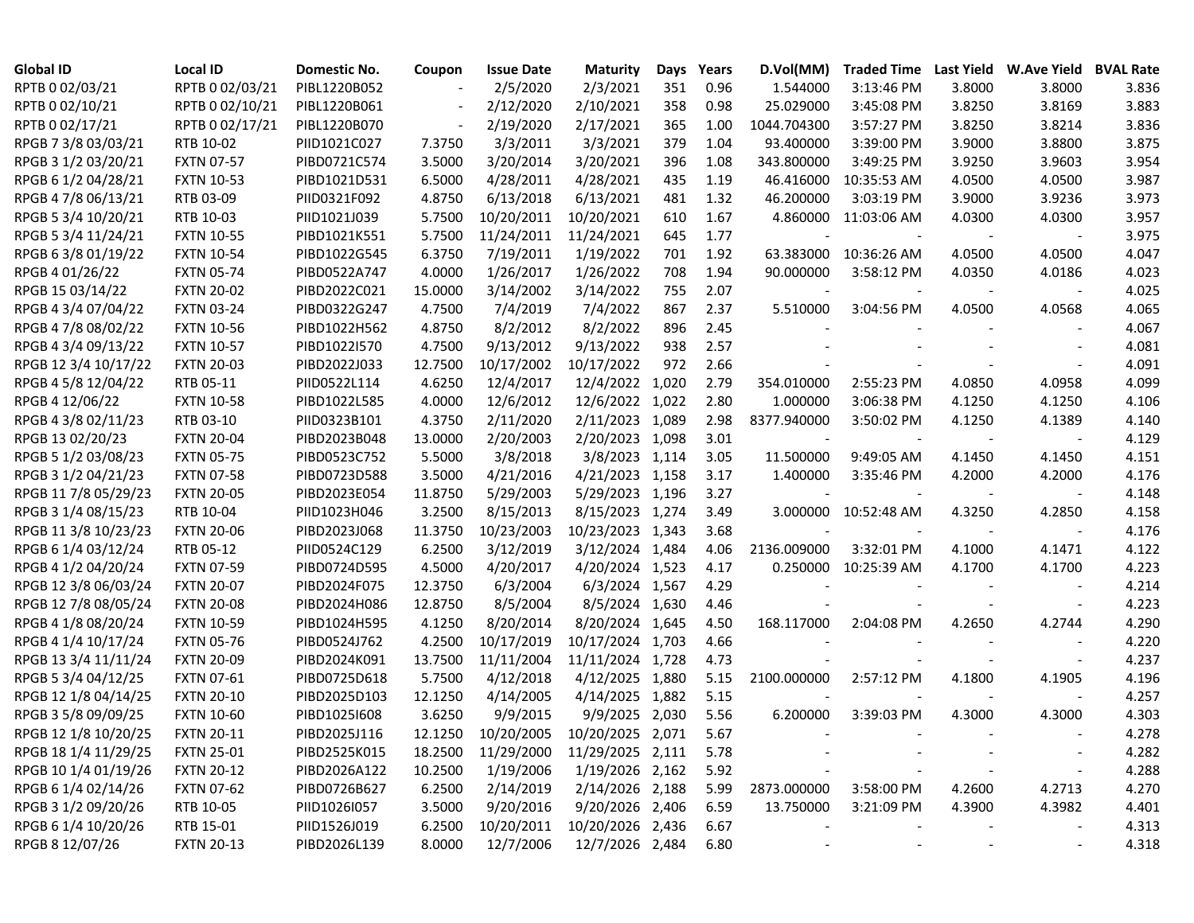| Global ID | Local ID | Domestic No. | Coupon | Issue Date | Maturity | Days | Years | D.Vol(MM) | Traded Time | Last Yield | W.Ave Yield | BVAL Rate |
|---|---|---|---|---|---|---|---|---|---|---|---|---|
| RPTB 0 02/03/21 | RPTB 0 02/03/21 | PIBL1220B052 | - | 2/5/2020 | 2/3/2021 | 351 | 0.96 | 1.544000 | 3:13:46 PM | 3.8000 | 3.8000 | 3.836 |
| RPTB 0 02/10/21 | RPTB 0 02/10/21 | PIBL1220B061 | - | 2/12/2020 | 2/10/2021 | 358 | 0.98 | 25.029000 | 3:45:08 PM | 3.8250 | 3.8169 | 3.883 |
| RPTB 0 02/17/21 | RPTB 0 02/17/21 | PIBL1220B070 | - | 2/19/2020 | 2/17/2021 | 365 | 1.00 | 1044.704300 | 3:57:27 PM | 3.8250 | 3.8214 | 3.836 |
| RPGB 7 3/8 03/03/21 | RTB 10-02 | PIID1021C027 | 7.3750 | 3/3/2011 | 3/3/2021 | 379 | 1.04 | 93.400000 | 3:39:00 PM | 3.9000 | 3.8800 | 3.875 |
| RPGB 3 1/2 03/20/21 | FXTN 07-57 | PIBD0721C574 | 3.5000 | 3/20/2014 | 3/20/2021 | 396 | 1.08 | 343.800000 | 3:49:25 PM | 3.9250 | 3.9603 | 3.954 |
| RPGB 6 1/2 04/28/21 | FXTN 10-53 | PIBD1021D531 | 6.5000 | 4/28/2011 | 4/28/2021 | 435 | 1.19 | 46.416000 | 10:35:53 AM | 4.0500 | 4.0500 | 3.987 |
| RPGB 4 7/8 06/13/21 | RTB 03-09 | PIID0321F092 | 4.8750 | 6/13/2018 | 6/13/2021 | 481 | 1.32 | 46.200000 | 3:03:19 PM | 3.9000 | 3.9236 | 3.973 |
| RPGB 5 3/4 10/20/21 | RTB 10-03 | PIID1021J039 | 5.7500 | 10/20/2011 | 10/20/2021 | 610 | 1.67 | 4.860000 | 11:03:06 AM | 4.0300 | 4.0300 | 3.957 |
| RPGB 5 3/4 11/24/21 | FXTN 10-55 | PIBD1021K551 | 5.7500 | 11/24/2011 | 11/24/2021 | 645 | 1.77 | - | - | - | - | 3.975 |
| RPGB 6 3/8 01/19/22 | FXTN 10-54 | PIBD1022G545 | 6.3750 | 7/19/2011 | 1/19/2022 | 701 | 1.92 | 63.383000 | 10:36:26 AM | 4.0500 | 4.0500 | 4.047 |
| RPGB 4 01/26/22 | FXTN 05-74 | PIBD0522A747 | 4.0000 | 1/26/2017 | 1/26/2022 | 708 | 1.94 | 90.000000 | 3:58:12 PM | 4.0350 | 4.0186 | 4.023 |
| RPGB 15 03/14/22 | FXTN 20-02 | PIBD2022C021 | 15.0000 | 3/14/2002 | 3/14/2022 | 755 | 2.07 | - | - | - | - | 4.025 |
| RPGB 4 3/4 07/04/22 | FXTN 03-24 | PIBD0322G247 | 4.7500 | 7/4/2019 | 7/4/2022 | 867 | 2.37 | 5.510000 | 3:04:56 PM | 4.0500 | 4.0568 | 4.065 |
| RPGB 4 7/8 08/02/22 | FXTN 10-56 | PIBD1022H562 | 4.8750 | 8/2/2012 | 8/2/2022 | 896 | 2.45 | - | - | - | - | 4.067 |
| RPGB 4 3/4 09/13/22 | FXTN 10-57 | PIBD1022I570 | 4.7500 | 9/13/2012 | 9/13/2022 | 938 | 2.57 | - | - | - | - | 4.081 |
| RPGB 12 3/4 10/17/22 | FXTN 20-03 | PIBD2022J033 | 12.7500 | 10/17/2002 | 10/17/2022 | 972 | 2.66 | - | - | - | - | 4.091 |
| RPGB 4 5/8 12/04/22 | RTB 05-11 | PIID0522L114 | 4.6250 | 12/4/2017 | 12/4/2022 | 1,020 | 2.79 | 354.010000 | 2:55:23 PM | 4.0850 | 4.0958 | 4.099 |
| RPGB 4 12/06/22 | FXTN 10-58 | PIBD1022L585 | 4.0000 | 12/6/2012 | 12/6/2022 | 1,022 | 2.80 | 1.000000 | 3:06:38 PM | 4.1250 | 4.1250 | 4.106 |
| RPGB 4 3/8 02/11/23 | RTB 03-10 | PIID0323B101 | 4.3750 | 2/11/2020 | 2/11/2023 | 1,089 | 2.98 | 8377.940000 | 3:50:02 PM | 4.1250 | 4.1389 | 4.140 |
| RPGB 13 02/20/23 | FXTN 20-04 | PIBD2023B048 | 13.0000 | 2/20/2003 | 2/20/2023 | 1,098 | 3.01 | - | - | - | - | 4.129 |
| RPGB 5 1/2 03/08/23 | FXTN 05-75 | PIBD0523C752 | 5.5000 | 3/8/2018 | 3/8/2023 | 1,114 | 3.05 | 11.500000 | 9:49:05 AM | 4.1450 | 4.1450 | 4.151 |
| RPGB 3 1/2 04/21/23 | FXTN 07-58 | PIBD0723D588 | 3.5000 | 4/21/2016 | 4/21/2023 | 1,158 | 3.17 | 1.400000 | 3:35:46 PM | 4.2000 | 4.2000 | 4.176 |
| RPGB 11 7/8 05/29/23 | FXTN 20-05 | PIBD2023E054 | 11.8750 | 5/29/2003 | 5/29/2023 | 1,196 | 3.27 | - | - | - | - | 4.148 |
| RPGB 3 1/4 08/15/23 | RTB 10-04 | PIID1023H046 | 3.2500 | 8/15/2013 | 8/15/2023 | 1,274 | 3.49 | 3.000000 | 10:52:48 AM | 4.3250 | 4.2850 | 4.158 |
| RPGB 11 3/8 10/23/23 | FXTN 20-06 | PIBD2023J068 | 11.3750 | 10/23/2003 | 10/23/2023 | 1,343 | 3.68 | - | - | - | - | 4.176 |
| RPGB 6 1/4 03/12/24 | RTB 05-12 | PIID0524C129 | 6.2500 | 3/12/2019 | 3/12/2024 | 1,484 | 4.06 | 2136.009000 | 3:32:01 PM | 4.1000 | 4.1471 | 4.122 |
| RPGB 4 1/2 04/20/24 | FXTN 07-59 | PIBD0724D595 | 4.5000 | 4/20/2017 | 4/20/2024 | 1,523 | 4.17 | 0.250000 | 10:25:39 AM | 4.1700 | 4.1700 | 4.223 |
| RPGB 12 3/8 06/03/24 | FXTN 20-07 | PIBD2024F075 | 12.3750 | 6/3/2004 | 6/3/2024 | 1,567 | 4.29 | - | - | - | - | 4.214 |
| RPGB 12 7/8 08/05/24 | FXTN 20-08 | PIBD2024H086 | 12.8750 | 8/5/2004 | 8/5/2024 | 1,630 | 4.46 | - | - | - | - | 4.223 |
| RPGB 4 1/8 08/20/24 | FXTN 10-59 | PIBD1024H595 | 4.1250 | 8/20/2014 | 8/20/2024 | 1,645 | 4.50 | 168.117000 | 2:04:08 PM | 4.2650 | 4.2744 | 4.290 |
| RPGB 4 1/4 10/17/24 | FXTN 05-76 | PIBD0524J762 | 4.2500 | 10/17/2019 | 10/17/2024 | 1,703 | 4.66 | - | - | - | - | 4.220 |
| RPGB 13 3/4 11/11/24 | FXTN 20-09 | PIBD2024K091 | 13.7500 | 11/11/2004 | 11/11/2024 | 1,728 | 4.73 | - | - | - | - | 4.237 |
| RPGB 5 3/4 04/12/25 | FXTN 07-61 | PIBD0725D618 | 5.7500 | 4/12/2018 | 4/12/2025 | 1,880 | 5.15 | 2100.000000 | 2:57:12 PM | 4.1800 | 4.1905 | 4.196 |
| RPGB 12 1/8 04/14/25 | FXTN 20-10 | PIBD2025D103 | 12.1250 | 4/14/2005 | 4/14/2025 | 1,882 | 5.15 | - | - | - | - | 4.257 |
| RPGB 3 5/8 09/09/25 | FXTN 10-60 | PIBD1025I608 | 3.6250 | 9/9/2015 | 9/9/2025 | 2,030 | 5.56 | 6.200000 | 3:39:03 PM | 4.3000 | 4.3000 | 4.303 |
| RPGB 12 1/8 10/20/25 | FXTN 20-11 | PIBD2025J116 | 12.1250 | 10/20/2005 | 10/20/2025 | 2,071 | 5.67 | - | - | - | - | 4.278 |
| RPGB 18 1/4 11/29/25 | FXTN 25-01 | PIBD2525K015 | 18.2500 | 11/29/2000 | 11/29/2025 | 2,111 | 5.78 | - | - | - | - | 4.282 |
| RPGB 10 1/4 01/19/26 | FXTN 20-12 | PIBD2026A122 | 10.2500 | 1/19/2006 | 1/19/2026 | 2,162 | 5.92 | - | - | - | - | 4.288 |
| RPGB 6 1/4 02/14/26 | FXTN 07-62 | PIBD0726B627 | 6.2500 | 2/14/2019 | 2/14/2026 | 2,188 | 5.99 | 2873.000000 | 3:58:00 PM | 4.2600 | 4.2713 | 4.270 |
| RPGB 3 1/2 09/20/26 | RTB 10-05 | PIID1026I057 | 3.5000 | 9/20/2016 | 9/20/2026 | 2,406 | 6.59 | 13.750000 | 3:21:09 PM | 4.3900 | 4.3982 | 4.401 |
| RPGB 6 1/4 10/20/26 | RTB 15-01 | PIID1526J019 | 6.2500 | 10/20/2011 | 10/20/2026 | 2,436 | 6.67 | - | - | - | - | 4.313 |
| RPGB 8 12/07/26 | FXTN 20-13 | PIBD2026L139 | 8.0000 | 12/7/2006 | 12/7/2026 | 2,484 | 6.80 | - | - | - | - | 4.318 |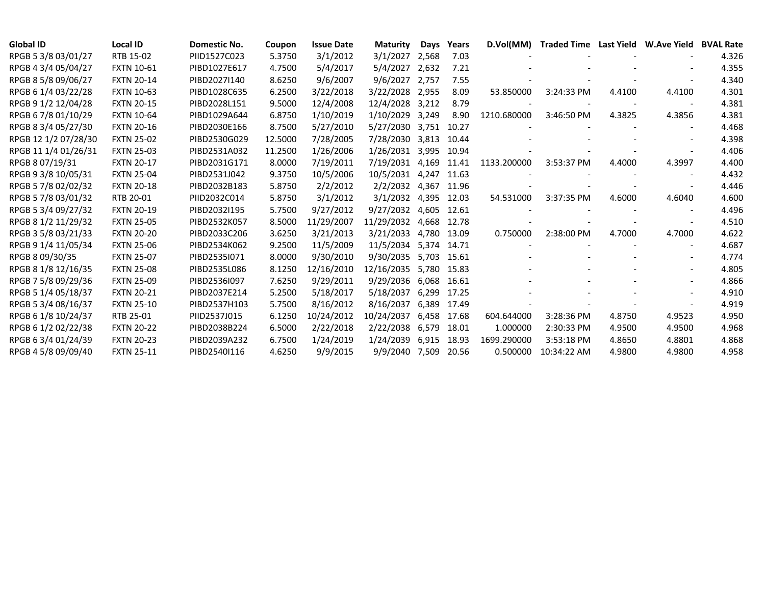| Global ID | Local ID | Domestic No. | Coupon | Issue Date | Maturity | Days | Years | D.Vol(MM) | Traded Time | Last Yield | W.Ave Yield | BVAL Rate |
|---|---|---|---|---|---|---|---|---|---|---|---|---|
| RPGB 5 3/8 03/01/27 | RTB 15-02 | PIID1527C023 | 5.3750 | 3/1/2012 | 3/1/2027 | 2,568 | 7.03 | - | - | - | - | 4.326 |
| RPGB 4 3/4 05/04/27 | FXTN 10-61 | PIBD1027E617 | 4.7500 | 5/4/2017 | 5/4/2027 | 2,632 | 7.21 | - | - | - | - | 4.355 |
| RPGB 8 5/8 09/06/27 | FXTN 20-14 | PIBD2027I140 | 8.6250 | 9/6/2007 | 9/6/2027 | 2,757 | 7.55 | - | - | - | - | 4.340 |
| RPGB 6 1/4 03/22/28 | FXTN 10-63 | PIBD1028C635 | 6.2500 | 3/22/2018 | 3/22/2028 | 2,955 | 8.09 | 53.850000 | 3:24:33 PM | 4.4100 | 4.4100 | 4.301 |
| RPGB 9 1/2 12/04/28 | FXTN 20-15 | PIBD2028L151 | 9.5000 | 12/4/2008 | 12/4/2028 | 3,212 | 8.79 | - | - | - | - | 4.381 |
| RPGB 6 7/8 01/10/29 | FXTN 10-64 | PIBD1029A644 | 6.8750 | 1/10/2019 | 1/10/2029 | 3,249 | 8.90 | 1210.680000 | 3:46:50 PM | 4.3825 | 4.3856 | 4.381 |
| RPGB 8 3/4 05/27/30 | FXTN 20-16 | PIBD2030E166 | 8.7500 | 5/27/2010 | 5/27/2030 | 3,751 | 10.27 | - | - | - | - | 4.468 |
| RPGB 12 1/2 07/28/30 | FXTN 25-02 | PIBD2530G029 | 12.5000 | 7/28/2005 | 7/28/2030 | 3,813 | 10.44 | - | - | - | - | 4.398 |
| RPGB 11 1/4 01/26/31 | FXTN 25-03 | PIBD2531A032 | 11.2500 | 1/26/2006 | 1/26/2031 | 3,995 | 10.94 | - | - | - | - | 4.406 |
| RPGB 8 07/19/31 | FXTN 20-17 | PIBD2031G171 | 8.0000 | 7/19/2011 | 7/19/2031 | 4,169 | 11.41 | 1133.200000 | 3:53:37 PM | 4.4000 | 4.3997 | 4.400 |
| RPGB 9 3/8 10/05/31 | FXTN 25-04 | PIBD2531J042 | 9.3750 | 10/5/2006 | 10/5/2031 | 4,247 | 11.63 | - | - | - | - | 4.432 |
| RPGB 5 7/8 02/02/32 | FXTN 20-18 | PIBD2032B183 | 5.8750 | 2/2/2012 | 2/2/2032 | 4,367 | 11.96 | - | - | - | - | 4.446 |
| RPGB 5 7/8 03/01/32 | RTB 20-01 | PIID2032C014 | 5.8750 | 3/1/2012 | 3/1/2032 | 4,395 | 12.03 | 54.531000 | 3:37:35 PM | 4.6000 | 4.6040 | 4.600 |
| RPGB 5 3/4 09/27/32 | FXTN 20-19 | PIBD2032I195 | 5.7500 | 9/27/2012 | 9/27/2032 | 4,605 | 12.61 | - | - | - | - | 4.496 |
| RPGB 8 1/2 11/29/32 | FXTN 25-05 | PIBD2532K057 | 8.5000 | 11/29/2007 | 11/29/2032 | 4,668 | 12.78 | - | - | - | - | 4.510 |
| RPGB 3 5/8 03/21/33 | FXTN 20-20 | PIBD2033C206 | 3.6250 | 3/21/2013 | 3/21/2033 | 4,780 | 13.09 | 0.750000 | 2:38:00 PM | 4.7000 | 4.7000 | 4.622 |
| RPGB 9 1/4 11/05/34 | FXTN 25-06 | PIBD2534K062 | 9.2500 | 11/5/2009 | 11/5/2034 | 5,374 | 14.71 | - | - | - | - | 4.687 |
| RPGB 8 09/30/35 | FXTN 25-07 | PIBD2535I071 | 8.0000 | 9/30/2010 | 9/30/2035 | 5,703 | 15.61 | - | - | - | - | 4.774 |
| RPGB 8 1/8 12/16/35 | FXTN 25-08 | PIBD2535L086 | 8.1250 | 12/16/2010 | 12/16/2035 | 5,780 | 15.83 | - | - | - | - | 4.805 |
| RPGB 7 5/8 09/29/36 | FXTN 25-09 | PIBD2536I097 | 7.6250 | 9/29/2011 | 9/29/2036 | 6,068 | 16.61 | - | - | - | - | 4.866 |
| RPGB 5 1/4 05/18/37 | FXTN 20-21 | PIBD2037E214 | 5.2500 | 5/18/2017 | 5/18/2037 | 6,299 | 17.25 | - | - | - | - | 4.910 |
| RPGB 5 3/4 08/16/37 | FXTN 25-10 | PIBD2537H103 | 5.7500 | 8/16/2012 | 8/16/2037 | 6,389 | 17.49 | - | - | - | - | 4.919 |
| RPGB 6 1/8 10/24/37 | RTB 25-01 | PIID2537J015 | 6.1250 | 10/24/2012 | 10/24/2037 | 6,458 | 17.68 | 604.644000 | 3:28:36 PM | 4.8750 | 4.9523 | 4.950 |
| RPGB 6 1/2 02/22/38 | FXTN 20-22 | PIBD2038B224 | 6.5000 | 2/22/2018 | 2/22/2038 | 6,579 | 18.01 | 1.000000 | 2:30:33 PM | 4.9500 | 4.9500 | 4.968 |
| RPGB 6 3/4 01/24/39 | FXTN 20-23 | PIBD2039A232 | 6.7500 | 1/24/2019 | 1/24/2039 | 6,915 | 18.93 | 1699.290000 | 3:53:18 PM | 4.8650 | 4.8801 | 4.868 |
| RPGB 4 5/8 09/09/40 | FXTN 25-11 | PIBD2540I116 | 4.6250 | 9/9/2015 | 9/9/2040 | 7,509 | 20.56 | 0.500000 | 10:34:22 AM | 4.9800 | 4.9800 | 4.958 |